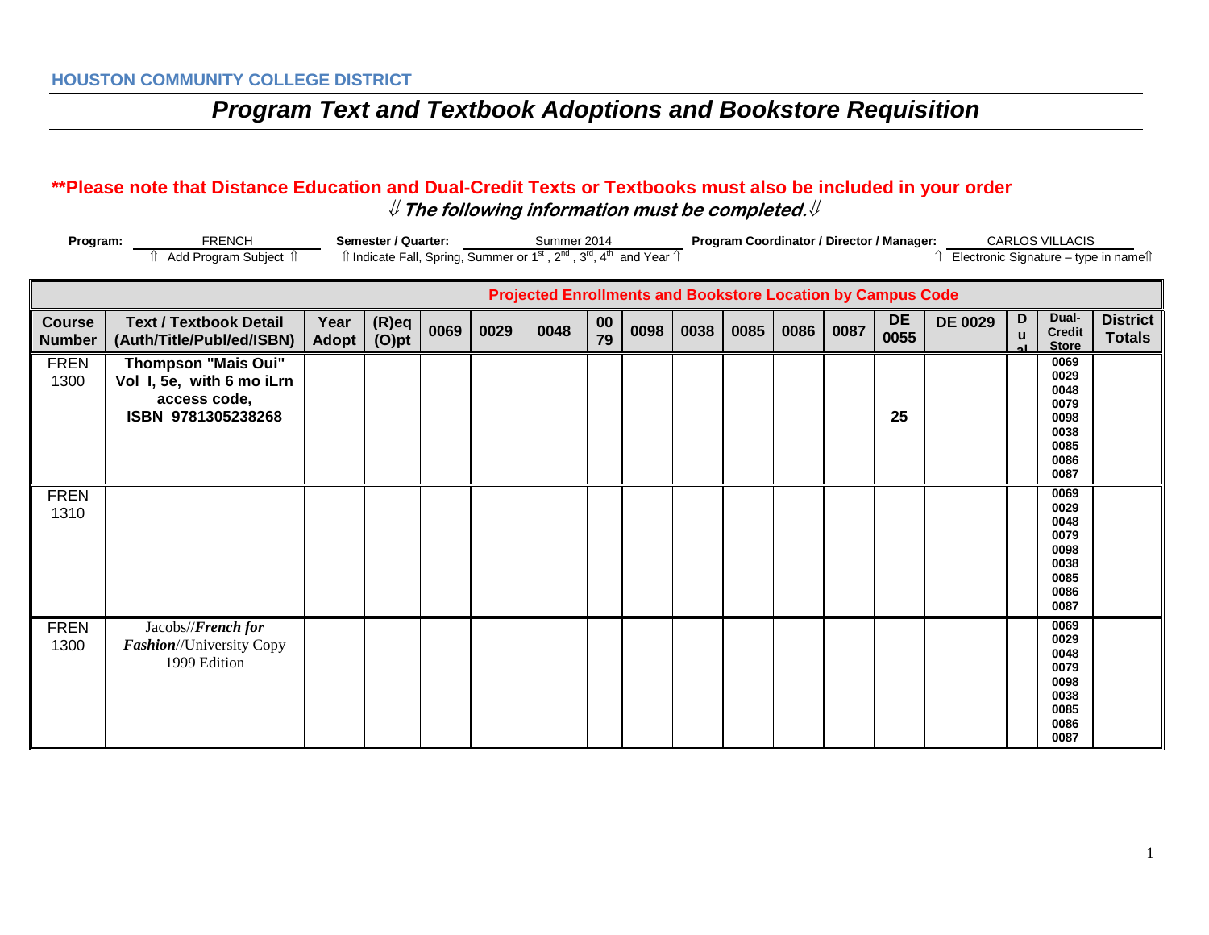**HOUSTON COMMUNITY COLLEGE DISTRICT**

# *Program Text and Textbook Adoptions and Bookstore Requisition*

**\*\*Please note that Distance Education and Dual-Credit Texts or Textbooks must also be included in your order**

⇓ ***The following information must be completed.*** ⇓

**Program:** FRENCH
⇑ Add Program Subject ⇑

**Semester / Quarter:** Summer 2014
⇑ Indicate Fall, Spring, Summer or 1st , 2nd , 3rd, 4th and Year ⇑

**Program Coordinator / Director / Manager:** CARLOS VILLACIS
⇑ Electronic Signature – type in name⇑

| | | | | Projected Enrollments and Bookstore Location by Campus Code | | | | | | | | | | | | | |
|---|---|---|---|---|---|---|---|---|---|---|---|---|---|---|---|---|---|
| **Course Number** | **Text / Textbook Detail (Auth/Title/Publ/ed/ISBN)** | **Year Adopt** | **(R)eq (O)pt** | **0069** | **0029** | **0048** | **0079** | **0098** | **0038** | **0085** | **0086** | **0087** | **DE 0055** | **DE 0029** | **Dual** | **Dual-Credit Store** | **District Totals** |
| FREN 1300 | **Thompson "Mais Oui" Vol I, 5e, with 6 mo iLrn access code, ISBN 9781305238268** | | | | | | | | | | | | **25** | | | 0069 0029 0048 0079 0098 0038 0085 0086 0087 | |
| FREN 1310 | | | | | | | | | | | | | | | | 0069 0029 0048 0079 0098 0038 0085 0086 0087 | |
| FREN 1300 | Jacobs//***French for Fashion***//University Copy 1999 Edition | | | | | | | | | | | | | | | 0069 0029 0048 0079 0098 0038 0085 0086 0087 | |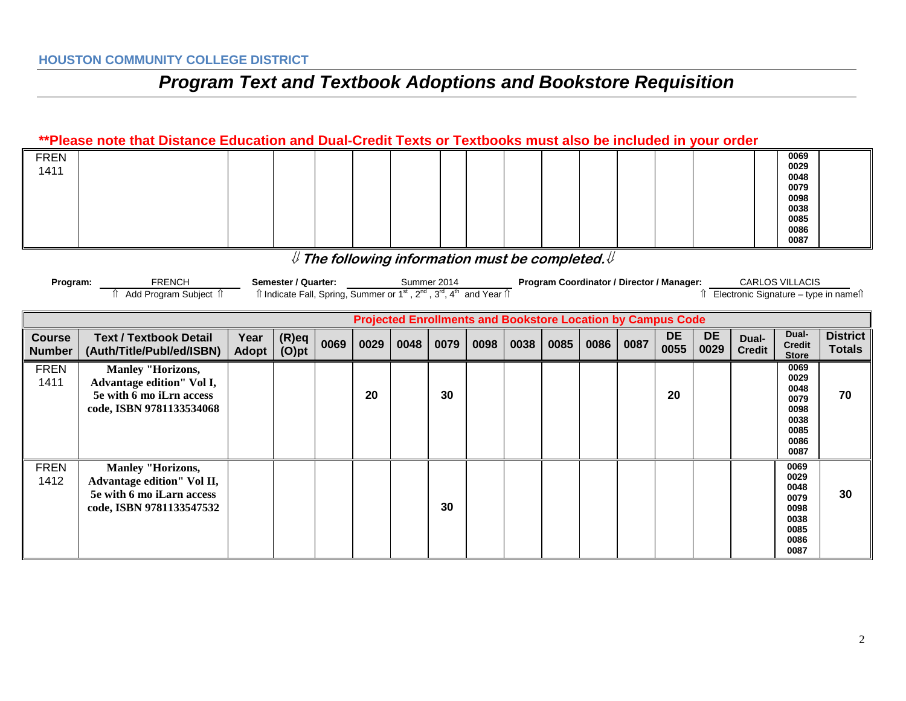HOUSTON COMMUNITY COLLEGE DISTRICT

# *Program Text and Textbook Adoptions and Bookstore Requisition*

**\*\*Please note that Distance Education and Dual-Credit Texts or Textbooks must also be included in your order**

| FREN 1411 | | | | | | | | | | | | | | | | | 0069 0029 0048 0079 0098 0038 0085 0086 0087 | |
|---|---|---|---|---|---|---|---|---|---|---|---|---|---|---|---|---|---|---|

⇓ ***The following information must be completed.*** ⇓

**Program:** FRENCH
⇑ Add Program Subject ⇑

**Semester / Quarter:** Summer 2014
⇑ Indicate Fall, Spring, Summer or 1st, 2nd, 3rd, 4th and Year ⇑

**Program Coordinator / Director / Manager:** CARLOS VILLACIS
⇑ Electronic Signature – type in name⇑

| | | | | Projected Enrollments and Bookstore Location by Campus Code | | | | | | | | | | | | | | |
|---|---|---|---|---|---|---|---|---|---|---|---|---|---|---|---|---|---|---|
| **Course Number** | **Text / Textbook Detail (Auth/Title/Publ/ed/ISBN)** | **Year Adopt** | **(R)eq (O)pt** | **0069** | **0029** | **0048** | **0079** | **0098** | **0038** | **0085** | **0086** | **0087** | **DE 0055** | **DE 0029** | **Dual-Credit** | **Dual-Credit Store** | **District Totals** |
| FREN 1411 | **Manley "Horizons, Advantage edition" Vol I, 5e with 6 mo iLrn access code, ISBN 9781133534068** | | | | **20** | | **30** | | | | | | **20** | | | 0069 0029 0048 0079 0098 0038 0085 0086 0087 | **70** |
| FREN 1412 | **Manley "Horizons, Advantage edition" Vol II, 5e with 6 mo iLarn access code, ISBN 9781133547532** | | | | | | **30** | | | | | | | | | 0069 0029 0048 0079 0098 0038 0085 0086 0087 | **30** |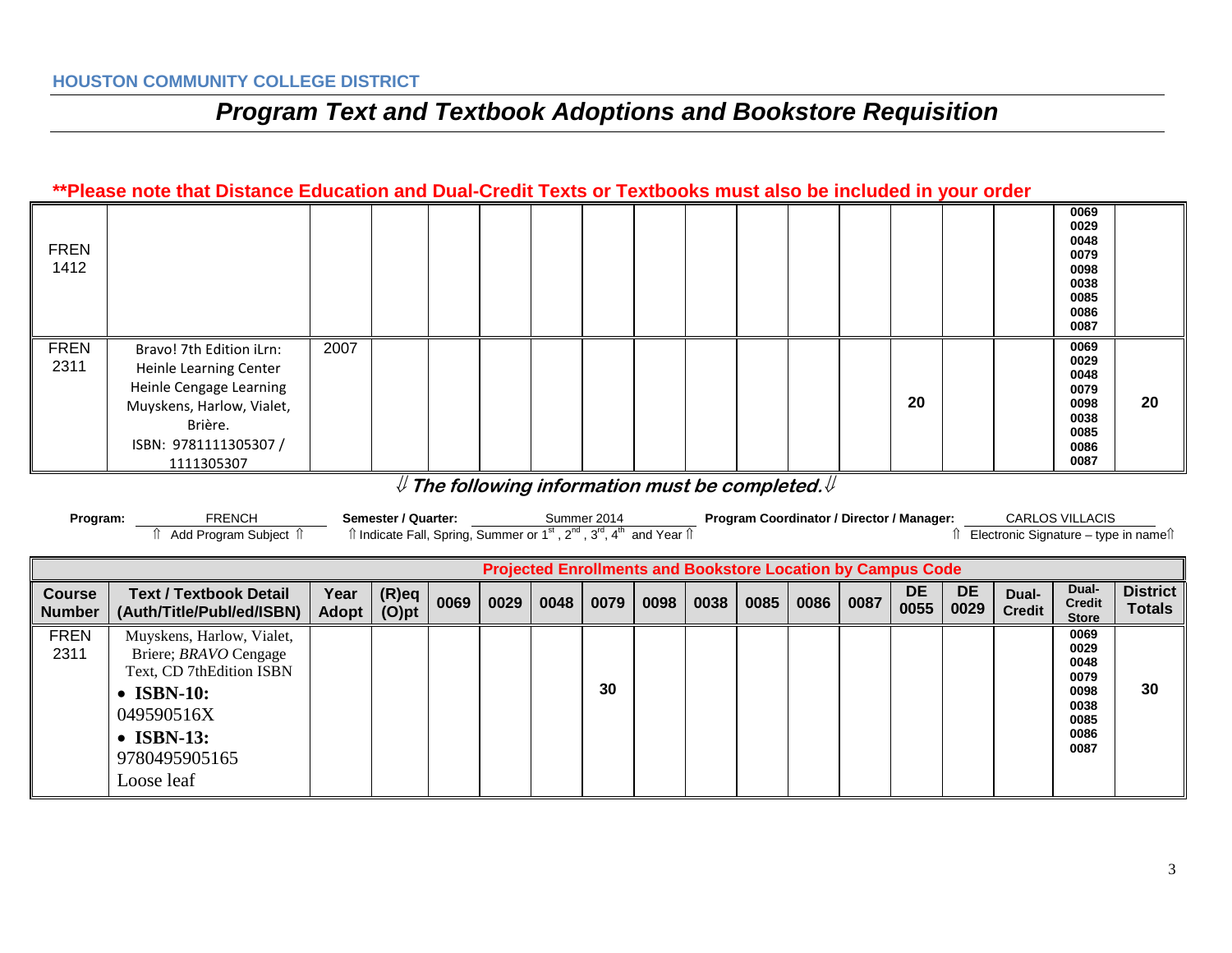HOUSTON COMMUNITY COLLEGE DISTRICT

# *Program Text and Textbook Adoptions and Bookstore Requisition*

**\*\*Please note that Distance Education and Dual-Credit Texts or Textbooks must also be included in your order**

| | | | | | | | | | | | | | | | | | |
|---|---|---|---|---|---|---|---|---|---|---|---|---|---|---|---|---|---|
| FREN 1412 | | | | | | | | | | | | | | | | 0069 0029 0048 0079 0098 0038 0085 0086 0087 | |
| FREN 2311 | Bravo! 7th Edition iLrn: Heinle Learning Center Heinle Cengage Learning Muyskens, Harlow, Vialet, Brière. ISBN: 9781111305307 / 1111305307 | 2007 | | | | | | | | | | | 20 | | | 0069 0029 0048 0079 0098 0038 0085 0086 0087 | 20 |

⇓ ***The following information must be completed.*** ⇓

**Program:** FRENCH
⇑ Add Program Subject ⇑

**Semester / Quarter:** Summer 2014
⇑ Indicate Fall, Spring, Summer or 1st, 2nd, 3rd, 4th and Year ⇑

**Program Coordinator / Director / Manager:** CARLOS VILLACIS
⇑ Electronic Signature – type in name⇑

| Projected Enrollments and Bookstore Location by Campus Code | | | | | | | | | | | | | | | | | |
|---|---|---|---|---|---|---|---|---|---|---|---|---|---|---|---|---|---|
| **Course Number** | **Text / Textbook Detail (Auth/Title/Publ/ed/ISBN)** | **Year Adopt** | **(R)eq (O)pt** | **0069** | **0029** | **0048** | **0079** | **0098** | **0038** | **0085** | **0086** | **0087** | **DE 0055** | **DE 0029** | **Dual-Credit** | **Dual-Credit Store** | **District Totals** |
| FREN 2311 | Muyskens, Harlow, Vialet, Briere; *BRAVO* Cengage Text, CD 7thEdition ISBN<br>• **ISBN-10:** 049590516X<br>• **ISBN-13:** 9780495905165<br>Loose leaf | | | | | | 30 | | | | | | | | | 0069 0029 0048 0079 0098 0038 0085 0086 0087 | 30 |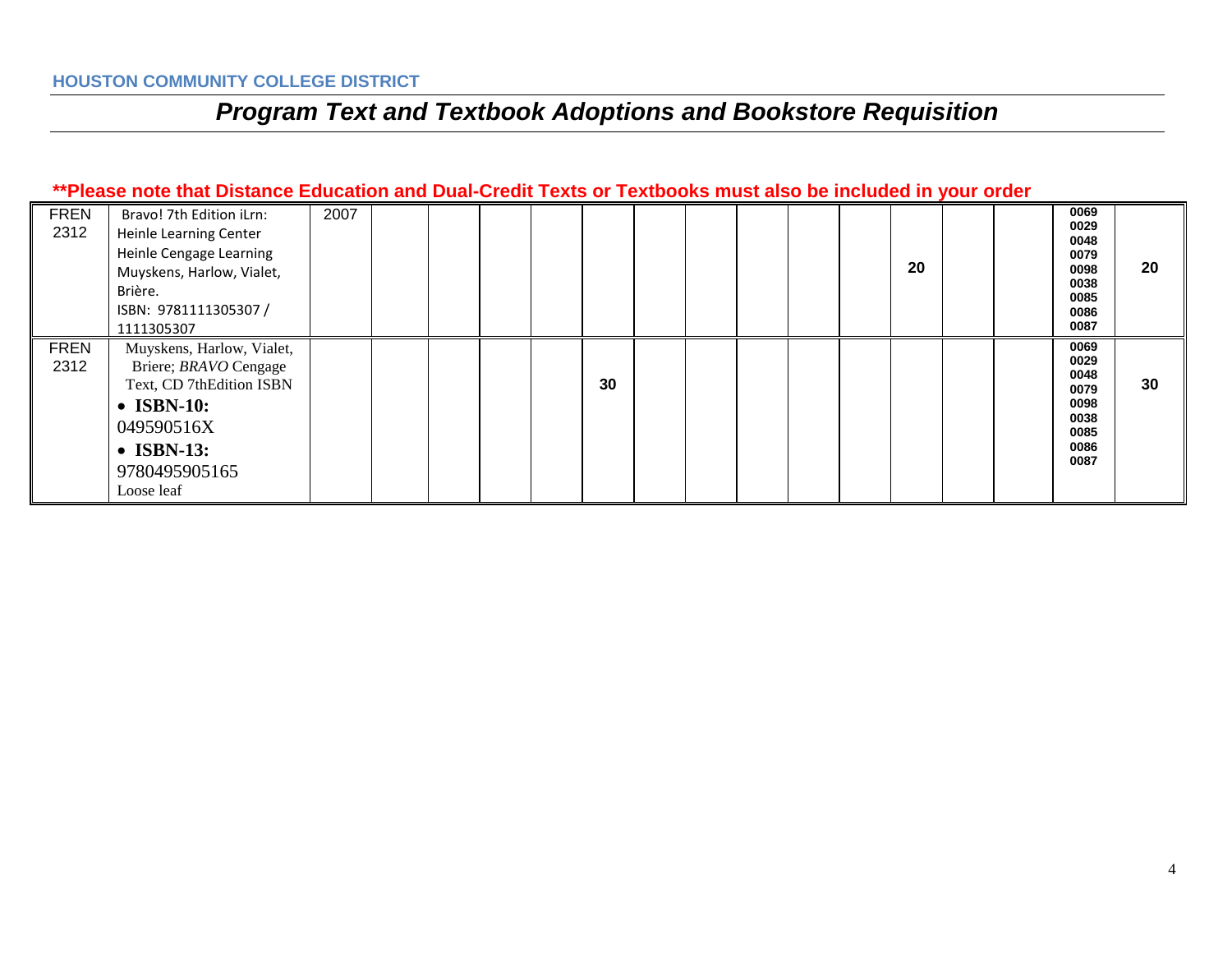**HOUSTON COMMUNITY COLLEGE DISTRICT**

# *Program Text and Textbook Adoptions and Bookstore Requisition*

**\*\*Please note that Distance Education and Dual-Credit Texts or Textbooks must also be included in your order**

| | | | | | | | | | | | | | | | | | |
|---|---|---|---|---|---|---|---|---|---|---|---|---|---|---|---|---|---|
| FREN 2312 | Bravo! 7th Edition iLrn: Heinle Learning Center<br>Heinle Cengage Learning<br>Muyskens, Harlow, Vialet, Brière.<br>ISBN: 9781111305307 / 1111305307 | 2007 | | | | | | | | | | | **20** | | | **0069 0029 0048 0079 0098 0038 0085 0086 0087** | **20** |
| FREN 2312 | Muyskens, Harlow, Vialet, Briere; *BRAVO* Cengage Text, CD 7thEdition ISBN<br>• **ISBN-10:** 049590516X<br>• **ISBN-13:** 9780495905165<br>Loose leaf | | | | | | **30** | | | | | | | | | **0069 0029 0048 0079 0098 0038 0085 0086 0087** | **30** |